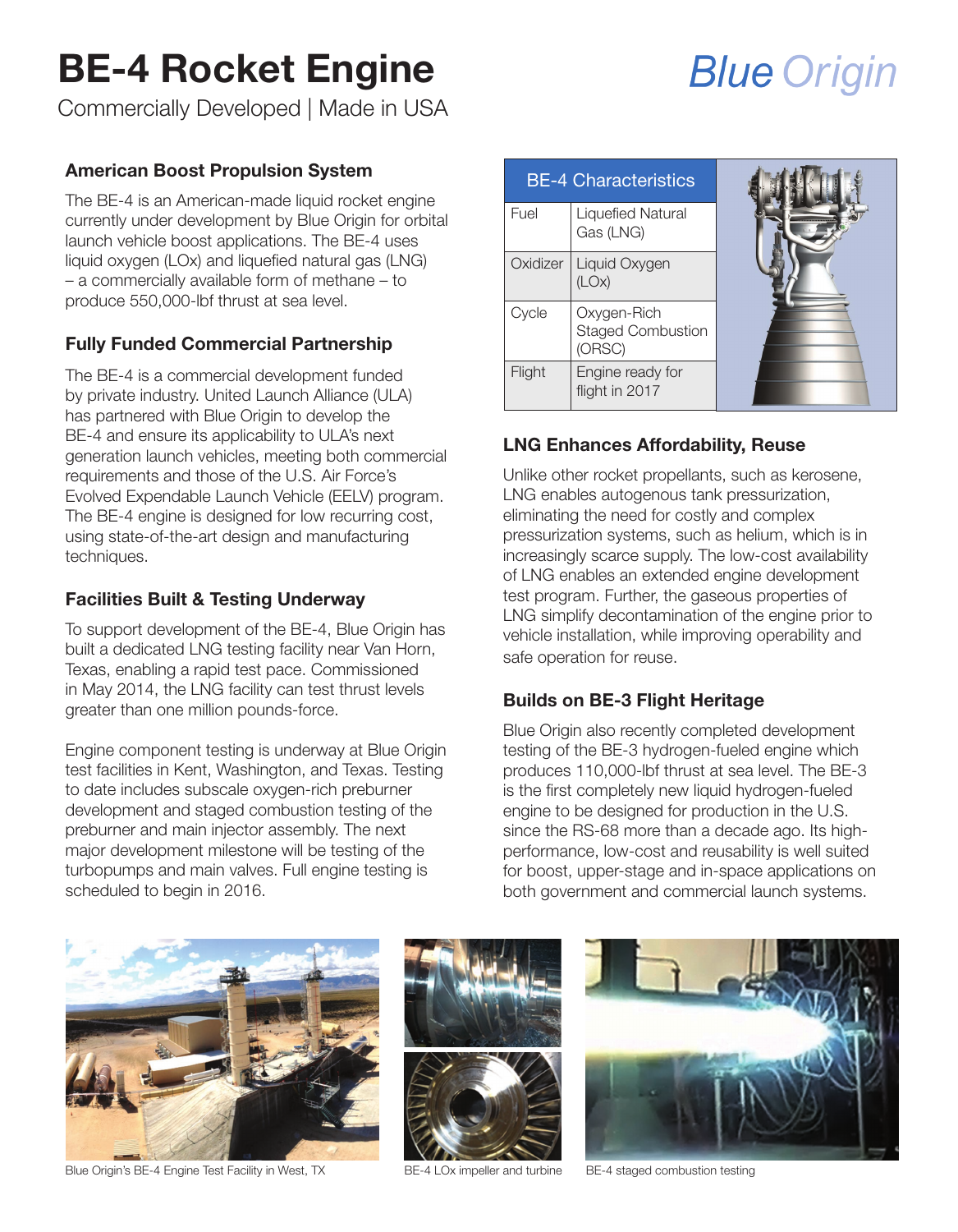# BE-4 Rocket Engine

Commercially Developed | Made in USA

Blue Origin

## American Boost Propulsion System

The BE-4 is an American-made liquid rocket engine currently under development by Blue Origin for orbital launch vehicle boost applications. The BE-4 uses liquid oxygen (LOx) and liquefied natural gas (LNG) – a commercially available form of methane – to produce 550,000-lbf thrust at sea level.

## Fully Funded Commercial Partnership

The BE-4 is a commercial development funded by private industry. United Launch Alliance (ULA) has partnered with Blue Origin to develop the BE-4 and ensure its applicability to ULA's next generation launch vehicles, meeting both commercial requirements and those of the U.S. Air Force's Evolved Expendable Launch Vehicle (EELV) program. The BE-4 engine is designed for low recurring cost, using state-of-the-art design and manufacturing techniques.

## Facilities Built & Testing Underway

To support development of the BE-4, Blue Origin has built a dedicated LNG testing facility near Van Horn, Texas, enabling a rapid test pace. Commissioned in May 2014, the LNG facility can test thrust levels greater than one million pounds-force.

Engine component testing is underway at Blue Origin test facilities in Kent, Washington, and Texas. Testing to date includes subscale oxygen-rich preburner development and staged combustion testing of the preburner and main injector assembly. The next major development milestone will be testing of the turbopumps and main valves. Full engine testing is scheduled to begin in 2016.

| BE-4 Characteristics | |
|---|---|
| Fuel | Liquefied Natural Gas (LNG) |
| Oxidizer | Liquid Oxygen (LOx) |
| Cycle | Oxygen-Rich Staged Combustion (ORSC) |
| Flight | Engine ready for flight in 2017 |

## LNG Enhances Affordability, Reuse

Unlike other rocket propellants, such as kerosene, LNG enables autogenous tank pressurization, eliminating the need for costly and complex pressurization systems, such as helium, which is in increasingly scarce supply. The low-cost availability of LNG enables an extended engine development test program. Further, the gaseous properties of LNG simplify decontamination of the engine prior to vehicle installation, while improving operability and safe operation for reuse.

## Builds on BE-3 Flight Heritage

Blue Origin also recently completed development testing of the BE-3 hydrogen-fueled engine which produces 110,000-lbf thrust at sea level. The BE-3 is the first completely new liquid hydrogen-fueled engine to be designed for production in the U.S. since the RS-68 more than a decade ago. Its high-performance, low-cost and reusability is well suited for boost, upper-stage and in-space applications on both government and commercial launch systems.

Blue Origin's BE-4 Engine Test Facility in West, TX

BE-4 LOx impeller and turbine

BE-4 staged combustion testing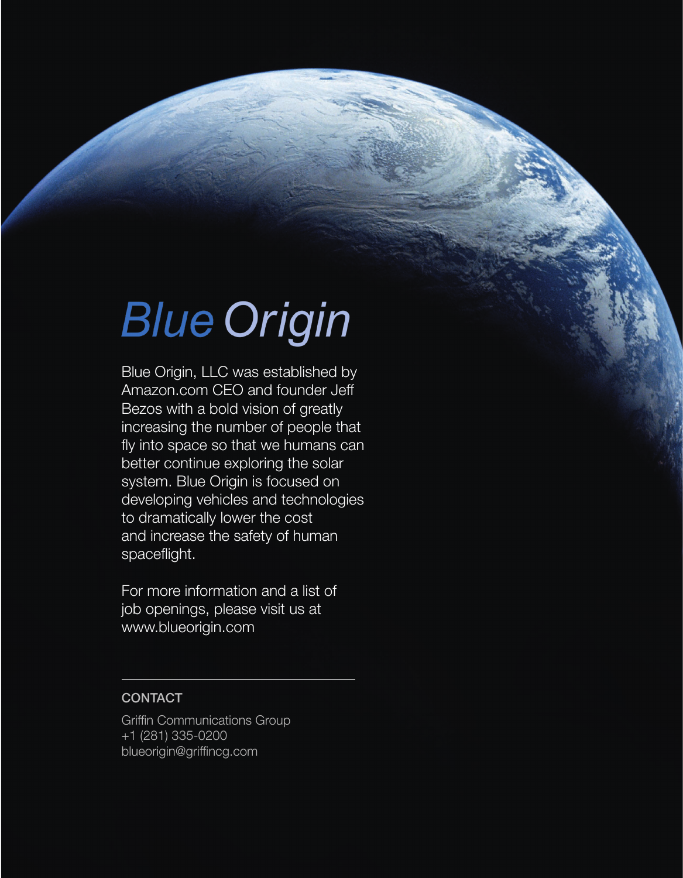# *Blue Origin*

Blue Origin, LLC was established by Amazon.com CEO and founder Jeff Bezos with a bold vision of greatly increasing the number of people that fly into space so that we humans can better continue exploring the solar system. Blue Origin is focused on developing vehicles and technologies to dramatically lower the cost and increase the safety of human spaceflight.

For more information and a list of job openings, please visit us at www.blueorigin.com

---

**CONTACT**

Griffin Communications Group
+1 (281) 335-0200
blueorigin@griffincg.com